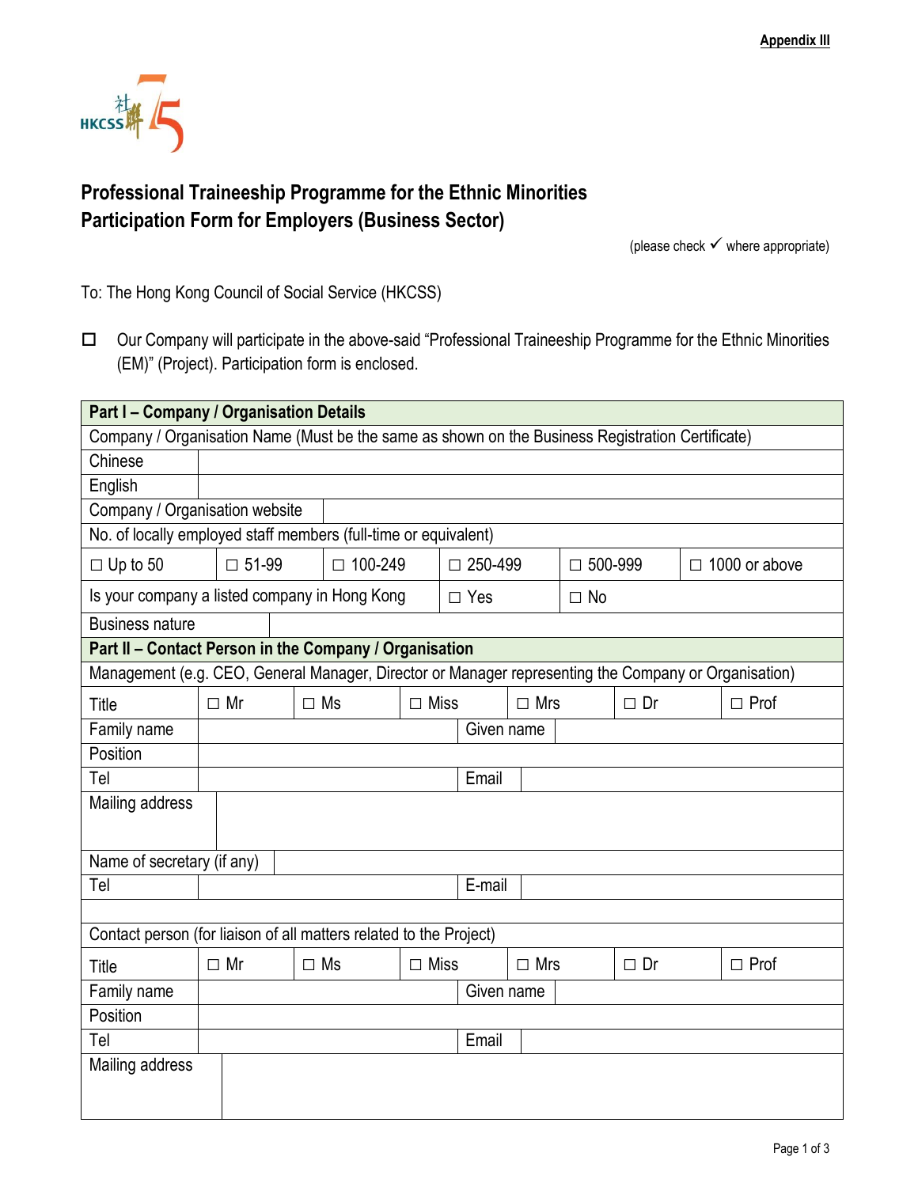Appendix III

# Professional Traineeship Programme for the Ethnic Minorities
# Participation Form for Employers (Business Sector)

(please check ✓ where appropriate)

To: The Hong Kong Council of Social Service (HKCSS)

☐ Our Company will participate in the above-said "Professional Traineeship Programme for the Ethnic Minorities (EM)" (Project). Participation form is enclosed.

| **Part I – Company / Organisation Details** | | | | | |
|---|---|---|---|---|---|
| Company / Organisation Name (Must be the same as shown on the Business Registration Certificate) | | | | | |
| Chinese | | | | | |
| English | | | | | |
| Company / Organisation website | | | | | |
| No. of locally employed staff members (full-time or equivalent) | | | | | |
| ☐ Up to 50 | ☐ 51-99 | ☐ 100-249 | ☐ 250-499 | ☐ 500-999 | ☐ 1000 or above |
| Is your company a listed company in Hong Kong | | | ☐ Yes | ☐ No | |
| Business nature | | | | | |
| **Part II – Contact Person in the Company / Organisation** | | | | | |
| Management (e.g. CEO, General Manager, Director or Manager representing the Company or Organisation) | | | | | |
| Title | ☐ Mr | ☐ Ms | ☐ Miss | ☐ Mrs | ☐ Dr ☐ Prof |
| Family name | | | Given name | | |
| Position | | | | | |
| Tel | | | Email | | |
| Mailing address | | | | | |
| Name of secretary (if any) | | | | | |
| Tel | | | E-mail | | |
| | | | | | |
| Contact person (for liaison of all matters related to the Project) | | | | | |
| Title | ☐ Mr | ☐ Ms | ☐ Miss | ☐ Mrs | ☐ Dr ☐ Prof |
| Family name | | | Given name | | |
| Position | | | | | |
| Tel | | | Email | | |
| Mailing address | | | | | |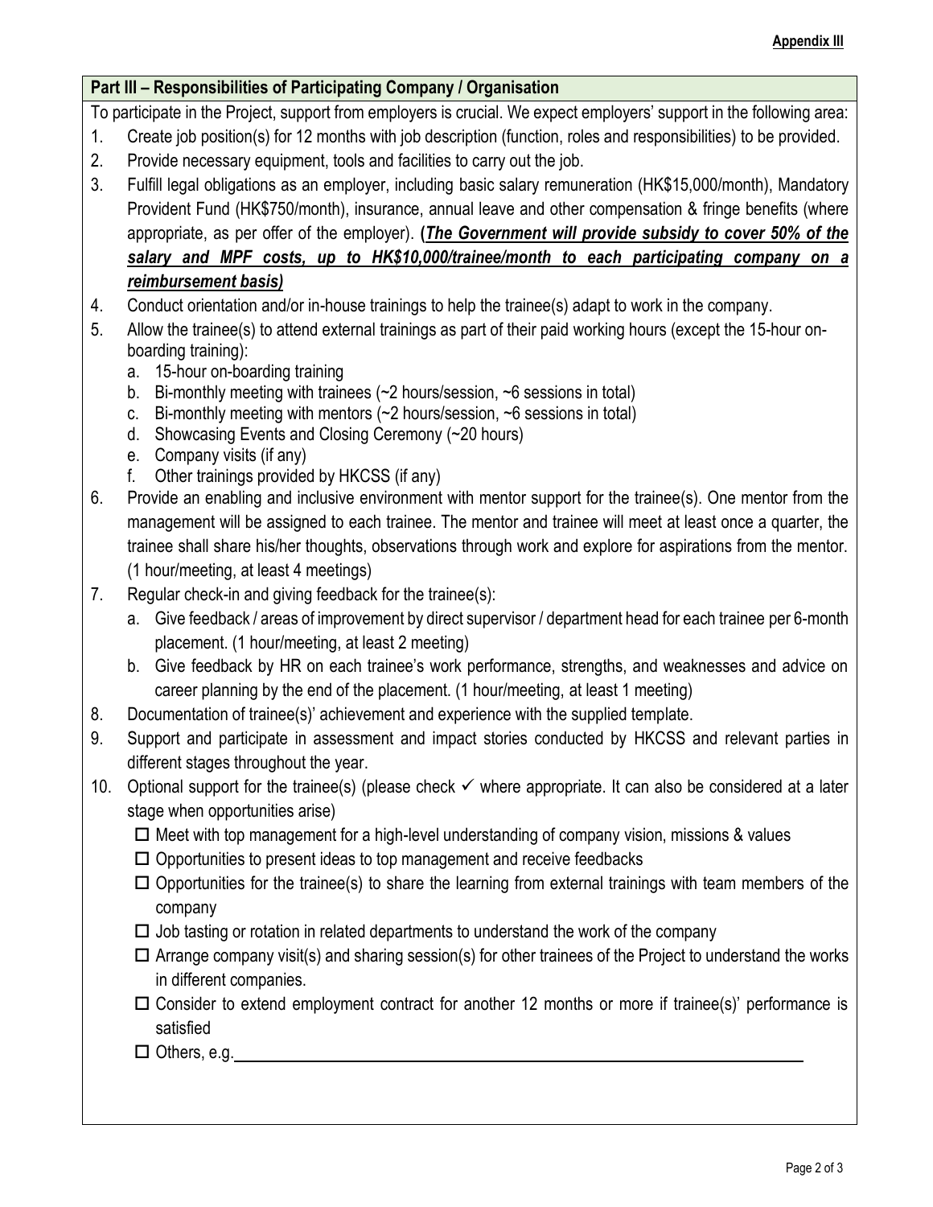**Appendix III**

## Part III – Responsibilities of Participating Company / Organisation

To participate in the Project, support from employers is crucial. We expect employers' support in the following area:

1. Create job position(s) for 12 months with job description (function, roles and responsibilities) to be provided.
2. Provide necessary equipment, tools and facilities to carry out the job.
3. Fulfill legal obligations as an employer, including basic salary remuneration (HK$15,000/month), Mandatory Provident Fund (HK$750/month), insurance, annual leave and other compensation & fringe benefits (where appropriate, as per offer of the employer). **(*The Government will provide subsidy to cover 50% of the salary and MPF costs, up to HK$10,000/trainee/month to each participating company on a reimbursement basis)***
4. Conduct orientation and/or in-house trainings to help the trainee(s) adapt to work in the company.
5. Allow the trainee(s) to attend external trainings as part of their paid working hours (except the 15-hour on-boarding training):
   a. 15-hour on-boarding training
   b. Bi-monthly meeting with trainees (~2 hours/session, ~6 sessions in total)
   c. Bi-monthly meeting with mentors (~2 hours/session, ~6 sessions in total)
   d. Showcasing Events and Closing Ceremony (~20 hours)
   e. Company visits (if any)
   f. Other trainings provided by HKCSS (if any)
6. Provide an enabling and inclusive environment with mentor support for the trainee(s). One mentor from the management will be assigned to each trainee. The mentor and trainee will meet at least once a quarter, the trainee shall share his/her thoughts, observations through work and explore for aspirations from the mentor. (1 hour/meeting, at least 4 meetings)
7. Regular check-in and giving feedback for the trainee(s):
   a. Give feedback / areas of improvement by direct supervisor / department head for each trainee per 6-month placement. (1 hour/meeting, at least 2 meeting)
   b. Give feedback by HR on each trainee's work performance, strengths, and weaknesses and advice on career planning by the end of the placement. (1 hour/meeting, at least 1 meeting)
8. Documentation of trainee(s)' achievement and experience with the supplied template.
9. Support and participate in assessment and impact stories conducted by HKCSS and relevant parties in different stages throughout the year.
10. Optional support for the trainee(s) (please check ✓ where appropriate. It can also be considered at a later stage when opportunities arise)
    - ☐ Meet with top management for a high-level understanding of company vision, missions & values
    - ☐ Opportunities to present ideas to top management and receive feedbacks
    - ☐ Opportunities for the trainee(s) to share the learning from external trainings with team members of the company
    - ☐ Job tasting or rotation in related departments to understand the work of the company
    - ☐ Arrange company visit(s) and sharing session(s) for other trainees of the Project to understand the works in different companies.
    - ☐ Consider to extend employment contract for another 12 months or more if trainee(s)' performance is satisfied
    - ☐ Others, e.g.______________________________________________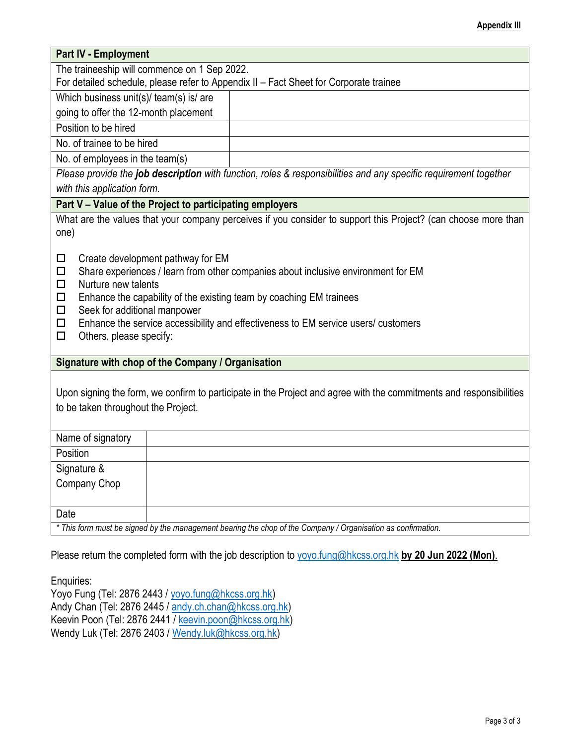**Appendix III**

| **Part IV - Employment** | |
|---|---|
| The traineeship will commence on 1 Sep 2022.<br>For detailed schedule, please refer to Appendix II – Fact Sheet for Corporate trainee | |
| Which business unit(s)/ team(s) is/ are going to offer the 12-month placement | |
| Position to be hired | |
| No. of trainee to be hired | |
| No. of employees in the team(s) | |
| *Please provide the **job description** with function, roles & responsibilities and any specific requirement together with this application form.* | |

**Part V – Value of the Project to participating employers**

What are the values that your company perceives if you consider to support this Project? (can choose more than one)

- ☐ Create development pathway for EM
- ☐ Share experiences / learn from other companies about inclusive environment for EM
- ☐ Nurture new talents
- ☐ Enhance the capability of the existing team by coaching EM trainees
- ☐ Seek for additional manpower
- ☐ Enhance the service accessibility and effectiveness to EM service users/ customers
- ☐ Others, please specify:

**Signature with chop of the Company / Organisation**

Upon signing the form, we confirm to participate in the Project and agree with the commitments and responsibilities to be taken throughout the Project.

| | |
|---|---|
| Name of signatory | |
| Position | |
| Signature & Company Chop | |
| Date | |

*\* This form must be signed by the management bearing the chop of the Company / Organisation as confirmation.*

Please return the completed form with the job description to yoyo.fung@hkcss.org.hk **by 20 Jun 2022 (Mon)**.

Enquiries:
Yoyo Fung (Tel: 2876 2443 / yoyo.fung@hkcss.org.hk)
Andy Chan (Tel: 2876 2445 / andy.ch.chan@hkcss.org.hk)
Keevin Poon (Tel: 2876 2441 / keevin.poon@hkcss.org.hk)
Wendy Luk (Tel: 2876 2403 / Wendy.luk@hkcss.org.hk)